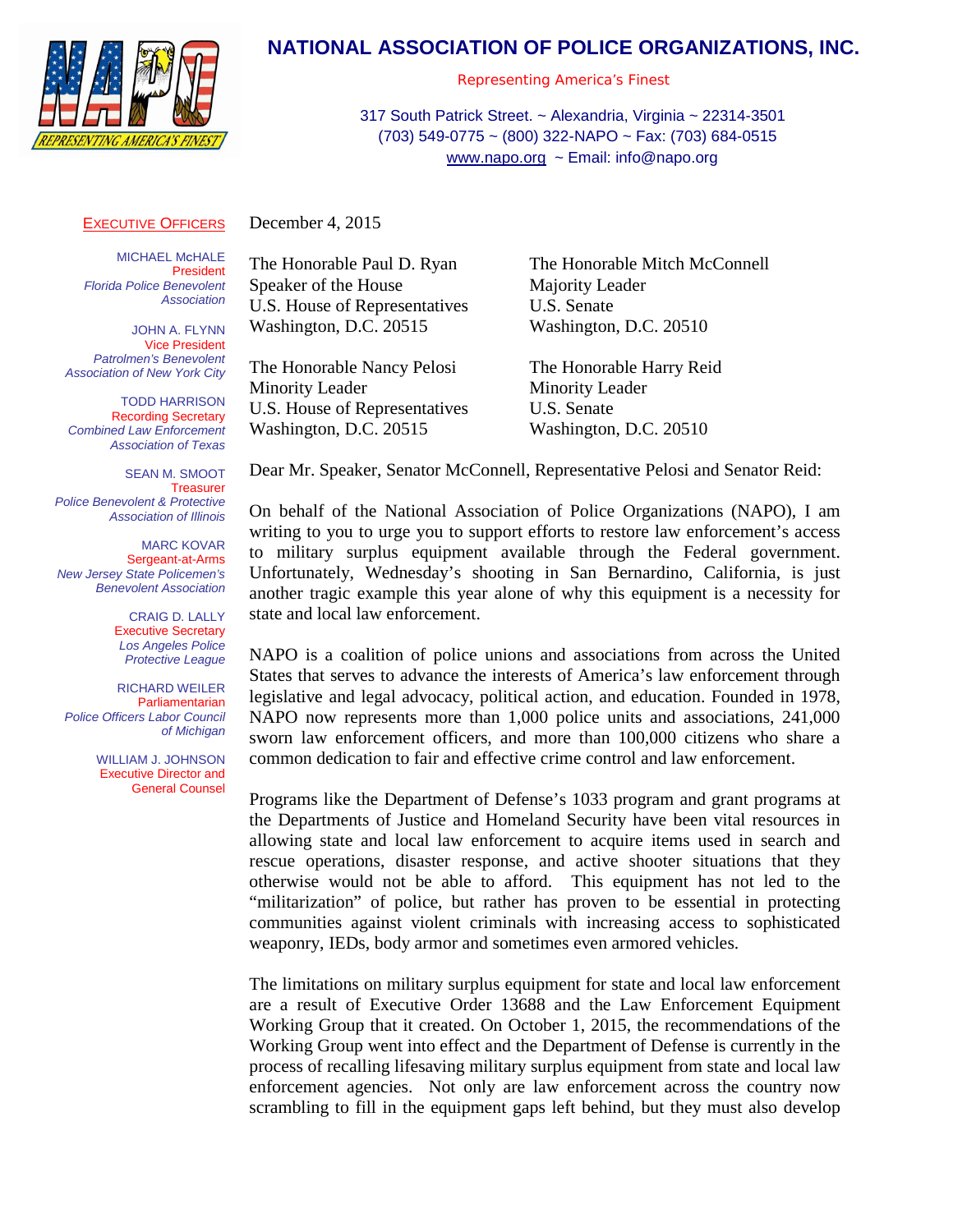# NATIONAL ASSOCIATION OF POLICE ORGANIZATIONS, INC.

Representing America's Finest

317 South Patrick Street. ~ Alexandria, Virginia ~ 22314-3501
(703) 549-0775 ~ (800) 322-NAPO ~ Fax: (703) 684-0515
www.napo.org ~ Email: info@napo.org

**EXECUTIVE OFFICERS**

MICHAEL McHALE
President
*Florida Police Benevolent Association*

JOHN A. FLYNN
Vice President
*Patrolmen's Benevolent Association of New York City*

TODD HARRISON
Recording Secretary
*Combined Law Enforcement Association of Texas*

SEAN M. SMOOT
Treasurer
*Police Benevolent & Protective Association of Illinois*

MARC KOVAR
Sergeant-at-Arms
*New Jersey State Policemen's Benevolent Association*

CRAIG D. LALLY
Executive Secretary
*Los Angeles Police Protective League*

RICHARD WEILER
Parliamentarian
*Police Officers Labor Council of Michigan*

WILLIAM J. JOHNSON
Executive Director and General Counsel

December 4, 2015

The Honorable Paul D. Ryan
Speaker of the House
U.S. House of Representatives
Washington, D.C. 20515

The Honorable Mitch McConnell
Majority Leader
U.S. Senate
Washington, D.C. 20510

The Honorable Nancy Pelosi
Minority Leader
U.S. House of Representatives
Washington, D.C. 20515

The Honorable Harry Reid
Minority Leader
U.S. Senate
Washington, D.C. 20510

Dear Mr. Speaker, Senator McConnell, Representative Pelosi and Senator Reid:

On behalf of the National Association of Police Organizations (NAPO), I am writing to you to urge you to support efforts to restore law enforcement's access to military surplus equipment available through the Federal government. Unfortunately, Wednesday's shooting in San Bernardino, California, is just another tragic example this year alone of why this equipment is a necessity for state and local law enforcement.

NAPO is a coalition of police unions and associations from across the United States that serves to advance the interests of America's law enforcement through legislative and legal advocacy, political action, and education. Founded in 1978, NAPO now represents more than 1,000 police units and associations, 241,000 sworn law enforcement officers, and more than 100,000 citizens who share a common dedication to fair and effective crime control and law enforcement.

Programs like the Department of Defense's 1033 program and grant programs at the Departments of Justice and Homeland Security have been vital resources in allowing state and local law enforcement to acquire items used in search and rescue operations, disaster response, and active shooter situations that they otherwise would not be able to afford. This equipment has not led to the "militarization" of police, but rather has proven to be essential in protecting communities against violent criminals with increasing access to sophisticated weaponry, IEDs, body armor and sometimes even armored vehicles.

The limitations on military surplus equipment for state and local law enforcement are a result of Executive Order 13688 and the Law Enforcement Equipment Working Group that it created. On October 1, 2015, the recommendations of the Working Group went into effect and the Department of Defense is currently in the process of recalling lifesaving military surplus equipment from state and local law enforcement agencies. Not only are law enforcement across the country now scrambling to fill in the equipment gaps left behind, but they must also develop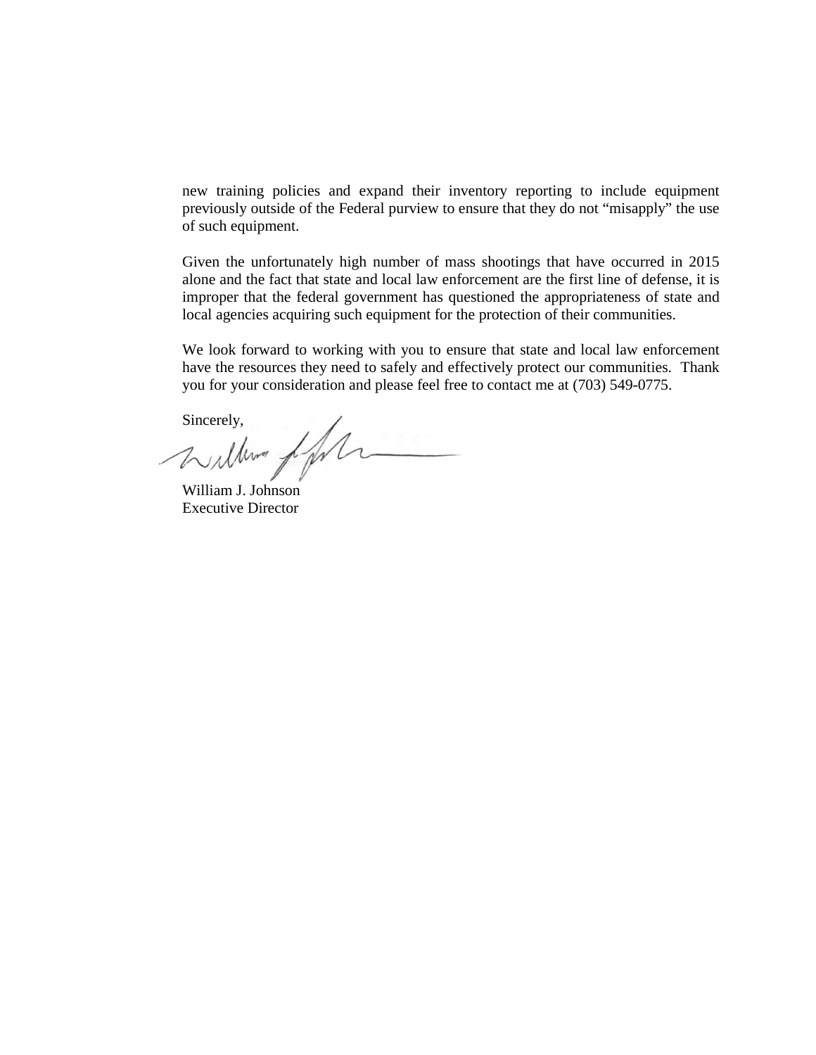new training policies and expand their inventory reporting to include equipment previously outside of the Federal purview to ensure that they do not “misapply” the use of such equipment.

Given the unfortunately high number of mass shootings that have occurred in 2015 alone and the fact that state and local law enforcement are the first line of defense, it is improper that the federal government has questioned the appropriateness of state and local agencies acquiring such equipment for the protection of their communities.

We look forward to working with you to ensure that state and local law enforcement have the resources they need to safely and effectively protect our communities. Thank you for your consideration and please feel free to contact me at (703) 549-0775.

Sincerely,

William J. Johnson
Executive Director